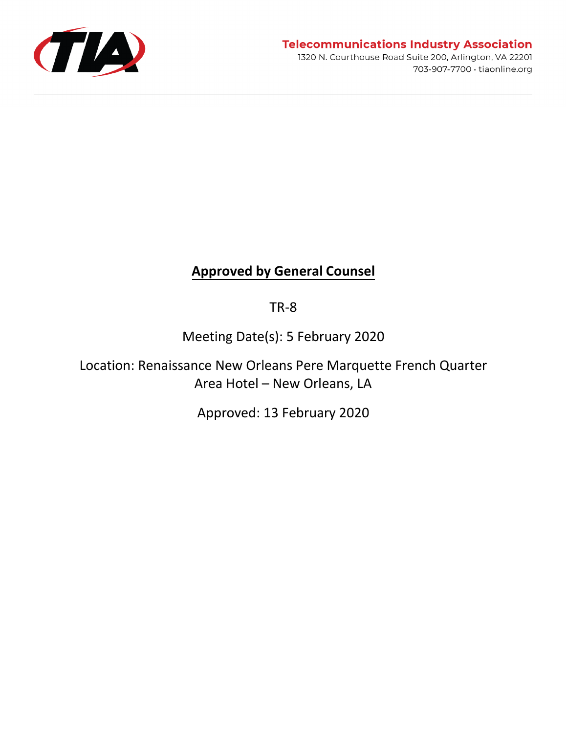Telecommunications Industry Association
1320 N. Courthouse Road Suite 200, Arlington, VA 22201
703-907-7700 • tiaonline.org

# Approved by General Counsel

TR-8

Meeting Date(s): 5 February 2020

Location: Renaissance New Orleans Pere Marquette French Quarter Area Hotel – New Orleans, LA

Approved: 13 February 2020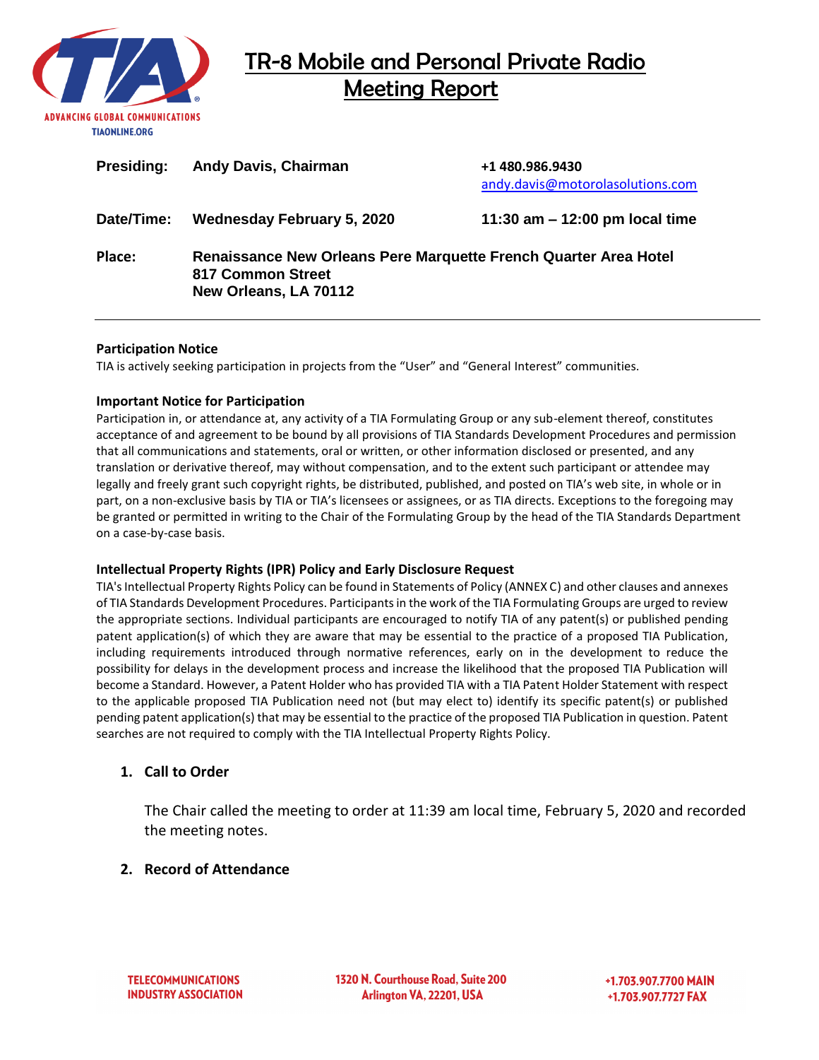# TR-8 Mobile and Personal Private Radio Meeting Report

| | | |
|---|---|---|
| **Presiding:** | **Andy Davis, Chairman** | **+1 480.986.9430** andy.davis@motorolasolutions.com |
| **Date/Time:** | **Wednesday February 5, 2020** | **11:30 am – 12:00 pm local time** |
| **Place:** | **Renaissance New Orleans Pere Marquette French Quarter Area Hotel 817 Common Street New Orleans, LA 70112** | |

---

**Participation Notice**

TIA is actively seeking participation in projects from the "User" and "General Interest" communities.

**Important Notice for Participation**

Participation in, or attendance at, any activity of a TIA Formulating Group or any sub-element thereof, constitutes acceptance of and agreement to be bound by all provisions of TIA Standards Development Procedures and permission that all communications and statements, oral or written, or other information disclosed or presented, and any translation or derivative thereof, may without compensation, and to the extent such participant or attendee may legally and freely grant such copyright rights, be distributed, published, and posted on TIA's web site, in whole or in part, on a non-exclusive basis by TIA or TIA's licensees or assignees, or as TIA directs. Exceptions to the foregoing may be granted or permitted in writing to the Chair of the Formulating Group by the head of the TIA Standards Department on a case-by-case basis.

**Intellectual Property Rights (IPR) Policy and Early Disclosure Request**

TIA's Intellectual Property Rights Policy can be found in Statements of Policy (ANNEX C) and other clauses and annexes of TIA Standards Development Procedures. Participants in the work of the TIA Formulating Groups are urged to review the appropriate sections. Individual participants are encouraged to notify TIA of any patent(s) or published pending patent application(s) of which they are aware that may be essential to the practice of a proposed TIA Publication, including requirements introduced through normative references, early on in the development to reduce the possibility for delays in the development process and increase the likelihood that the proposed TIA Publication will become a Standard. However, a Patent Holder who has provided TIA with a TIA Patent Holder Statement with respect to the applicable proposed TIA Publication need not (but may elect to) identify its specific patent(s) or published pending patent application(s) that may be essential to the practice of the proposed TIA Publication in question. Patent searches are not required to comply with the TIA Intellectual Property Rights Policy.

## 1. Call to Order

The Chair called the meeting to order at 11:39 am local time, February 5, 2020 and recorded the meeting notes.

## 2. Record of Attendance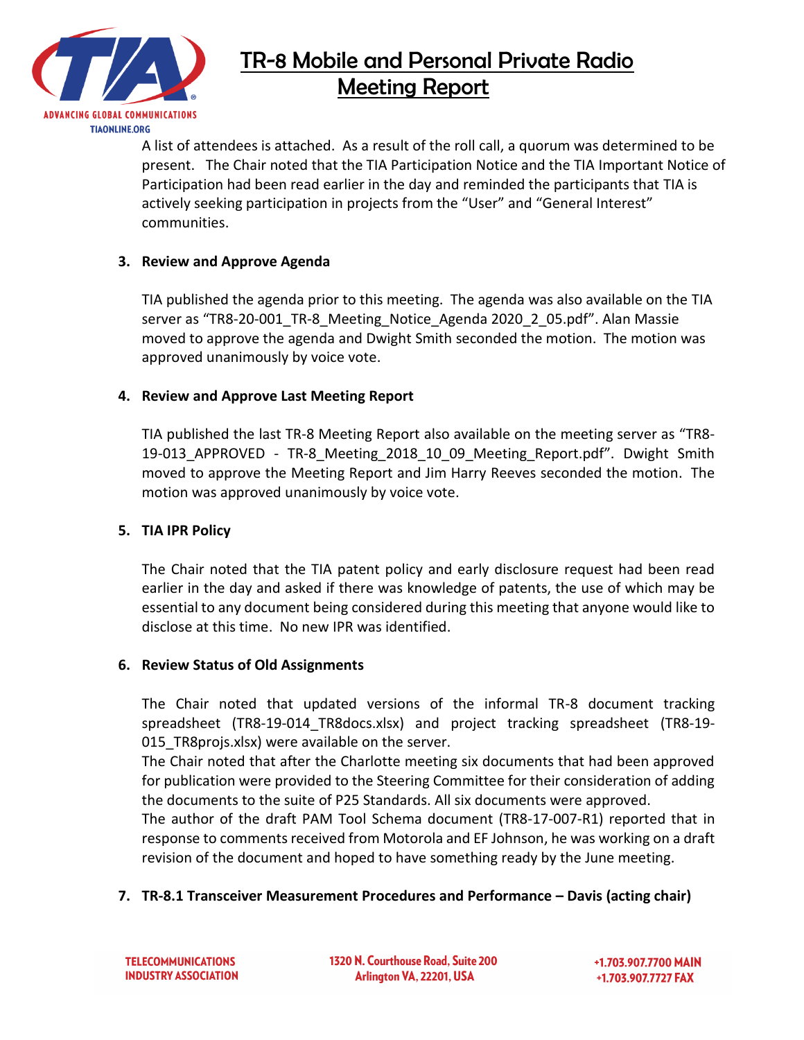A list of attendees is attached. As a result of the roll call, a quorum was determined to be present. The Chair noted that the TIA Participation Notice and the TIA Important Notice of Participation had been read earlier in the day and reminded the participants that TIA is actively seeking participation in projects from the "User" and "General Interest" communities.

### 3. Review and Approve Agenda

TIA published the agenda prior to this meeting. The agenda was also available on the TIA server as "TR8-20-001_TR-8_Meeting_Notice_Agenda 2020_2_05.pdf". Alan Massie moved to approve the agenda and Dwight Smith seconded the motion. The motion was approved unanimously by voice vote.

### 4. Review and Approve Last Meeting Report

TIA published the last TR-8 Meeting Report also available on the meeting server as "TR8-19-013_APPROVED - TR-8_Meeting_2018_10_09_Meeting_Report.pdf". Dwight Smith moved to approve the Meeting Report and Jim Harry Reeves seconded the motion. The motion was approved unanimously by voice vote.

### 5. TIA IPR Policy

The Chair noted that the TIA patent policy and early disclosure request had been read earlier in the day and asked if there was knowledge of patents, the use of which may be essential to any document being considered during this meeting that anyone would like to disclose at this time. No new IPR was identified.

### 6. Review Status of Old Assignments

The Chair noted that updated versions of the informal TR-8 document tracking spreadsheet (TR8-19-014_TR8docs.xlsx) and project tracking spreadsheet (TR8-19-015_TR8projs.xlsx) were available on the server.

The Chair noted that after the Charlotte meeting six documents that had been approved for publication were provided to the Steering Committee for their consideration of adding the documents to the suite of P25 Standards. All six documents were approved.

The author of the draft PAM Tool Schema document (TR8-17-007-R1) reported that in response to comments received from Motorola and EF Johnson, he was working on a draft revision of the document and hoped to have something ready by the June meeting.

### 7. TR-8.1 Transceiver Measurement Procedures and Performance – Davis (acting chair)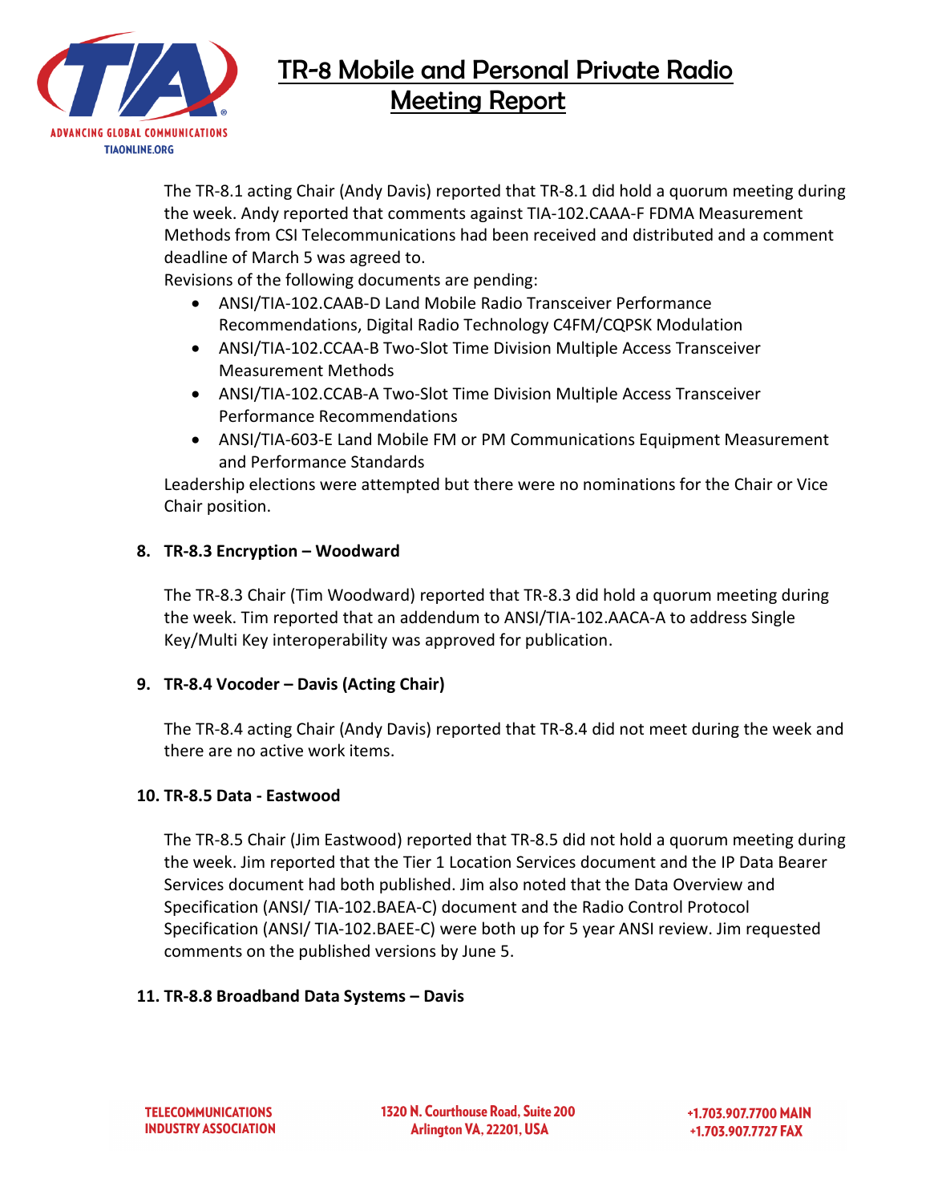The TR-8.1 acting Chair (Andy Davis) reported that TR-8.1 did hold a quorum meeting during the week. Andy reported that comments against TIA-102.CAAA-F FDMA Measurement Methods from CSI Telecommunications had been received and distributed and a comment deadline of March 5 was agreed to.

Revisions of the following documents are pending:

- ANSI/TIA-102.CAAB-D Land Mobile Radio Transceiver Performance Recommendations, Digital Radio Technology C4FM/CQPSK Modulation
- ANSI/TIA-102.CCAA-B Two-Slot Time Division Multiple Access Transceiver Measurement Methods
- ANSI/TIA-102.CCAB-A Two-Slot Time Division Multiple Access Transceiver Performance Recommendations
- ANSI/TIA-603-E Land Mobile FM or PM Communications Equipment Measurement and Performance Standards

Leadership elections were attempted but there were no nominations for the Chair or Vice Chair position.

**8. TR-8.3 Encryption – Woodward**

The TR-8.3 Chair (Tim Woodward) reported that TR-8.3 did hold a quorum meeting during the week. Tim reported that an addendum to ANSI/TIA-102.AACA-A to address Single Key/Multi Key interoperability was approved for publication.

**9. TR-8.4 Vocoder – Davis (Acting Chair)**

The TR-8.4 acting Chair (Andy Davis) reported that TR-8.4 did not meet during the week and there are no active work items.

**10. TR-8.5 Data - Eastwood**

The TR-8.5 Chair (Jim Eastwood) reported that TR-8.5 did not hold a quorum meeting during the week. Jim reported that the Tier 1 Location Services document and the IP Data Bearer Services document had both published. Jim also noted that the Data Overview and Specification (ANSI/ TIA-102.BAEA-C) document and the Radio Control Protocol Specification (ANSI/ TIA-102.BAEE-C) were both up for 5 year ANSI review. Jim requested comments on the published versions by June 5.

**11. TR-8.8 Broadband Data Systems – Davis**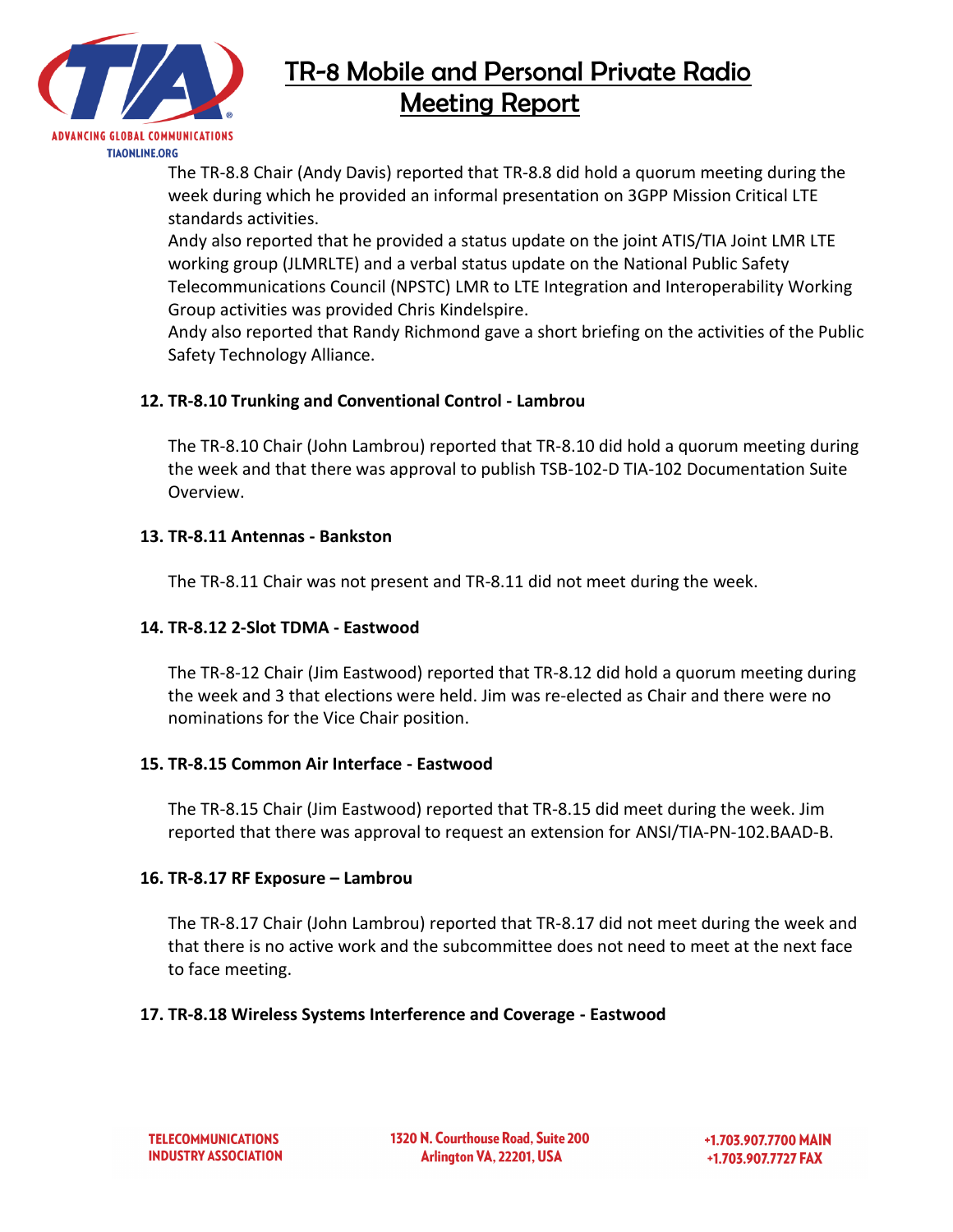The TR-8.8 Chair (Andy Davis) reported that TR-8.8 did hold a quorum meeting during the week during which he provided an informal presentation on 3GPP Mission Critical LTE standards activities.

Andy also reported that he provided a status update on the joint ATIS/TIA Joint LMR LTE working group (JLMRLTE) and a verbal status update on the National Public Safety Telecommunications Council (NPSTC) LMR to LTE Integration and Interoperability Working Group activities was provided Chris Kindelspire.

Andy also reported that Randy Richmond gave a short briefing on the activities of the Public Safety Technology Alliance.

**12. TR-8.10 Trunking and Conventional Control - Lambrou**

The TR-8.10 Chair (John Lambrou) reported that TR-8.10 did hold a quorum meeting during the week and that there was approval to publish TSB-102-D TIA-102 Documentation Suite Overview.

**13. TR-8.11 Antennas - Bankston**

The TR-8.11 Chair was not present and TR-8.11 did not meet during the week.

**14. TR-8.12 2-Slot TDMA - Eastwood**

The TR-8-12 Chair (Jim Eastwood) reported that TR-8.12 did hold a quorum meeting during the week and 3 that elections were held. Jim was re-elected as Chair and there were no nominations for the Vice Chair position.

**15. TR-8.15 Common Air Interface - Eastwood**

The TR-8.15 Chair (Jim Eastwood) reported that TR-8.15 did meet during the week. Jim reported that there was approval to request an extension for ANSI/TIA-PN-102.BAAD-B.

**16. TR-8.17 RF Exposure – Lambrou**

The TR-8.17 Chair (John Lambrou) reported that TR-8.17 did not meet during the week and that there is no active work and the subcommittee does not need to meet at the next face to face meeting.

**17. TR-8.18 Wireless Systems Interference and Coverage - Eastwood**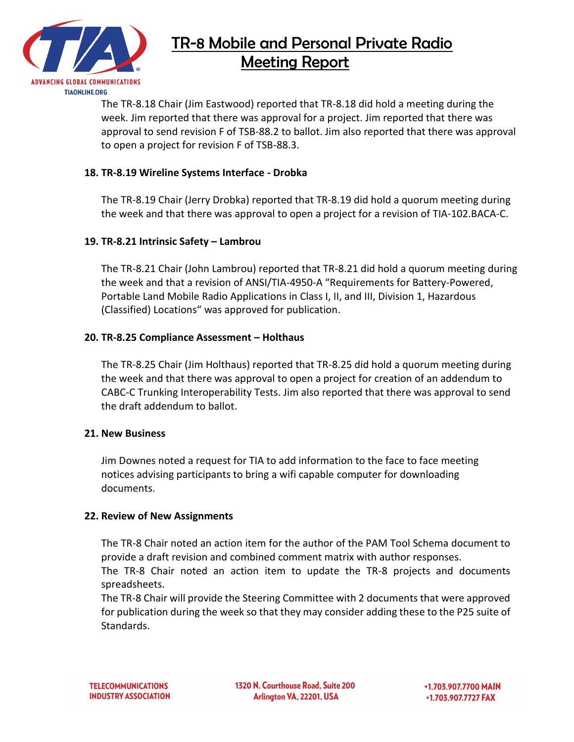The TR-8.18 Chair (Jim Eastwood) reported that TR-8.18 did hold a meeting during the week. Jim reported that there was approval for a project. Jim reported that there was approval to send revision F of TSB-88.2 to ballot. Jim also reported that there was approval to open a project for revision F of TSB-88.3.

**18. TR-8.19 Wireline Systems Interface - Drobka**

The TR-8.19 Chair (Jerry Drobka) reported that TR-8.19 did hold a quorum meeting during the week and that there was approval to open a project for a revision of TIA-102.BACA-C.

**19. TR-8.21 Intrinsic Safety – Lambrou**

The TR-8.21 Chair (John Lambrou) reported that TR-8.21 did hold a quorum meeting during the week and that a revision of ANSI/TIA-4950-A "Requirements for Battery-Powered, Portable Land Mobile Radio Applications in Class I, II, and III, Division 1, Hazardous (Classified) Locations" was approved for publication.

**20. TR-8.25 Compliance Assessment – Holthaus**

The TR-8.25 Chair (Jim Holthaus) reported that TR-8.25 did hold a quorum meeting during the week and that there was approval to open a project for creation of an addendum to CABC-C Trunking Interoperability Tests. Jim also reported that there was approval to send the draft addendum to ballot.

**21. New Business**

Jim Downes noted a request for TIA to add information to the face to face meeting notices advising participants to bring a wifi capable computer for downloading documents.

**22. Review of New Assignments**

The TR-8 Chair noted an action item for the author of the PAM Tool Schema document to provide a draft revision and combined comment matrix with author responses.
The TR-8 Chair noted an action item to update the TR-8 projects and documents spreadsheets.
The TR-8 Chair will provide the Steering Committee with 2 documents that were approved for publication during the week so that they may consider adding these to the P25 suite of Standards.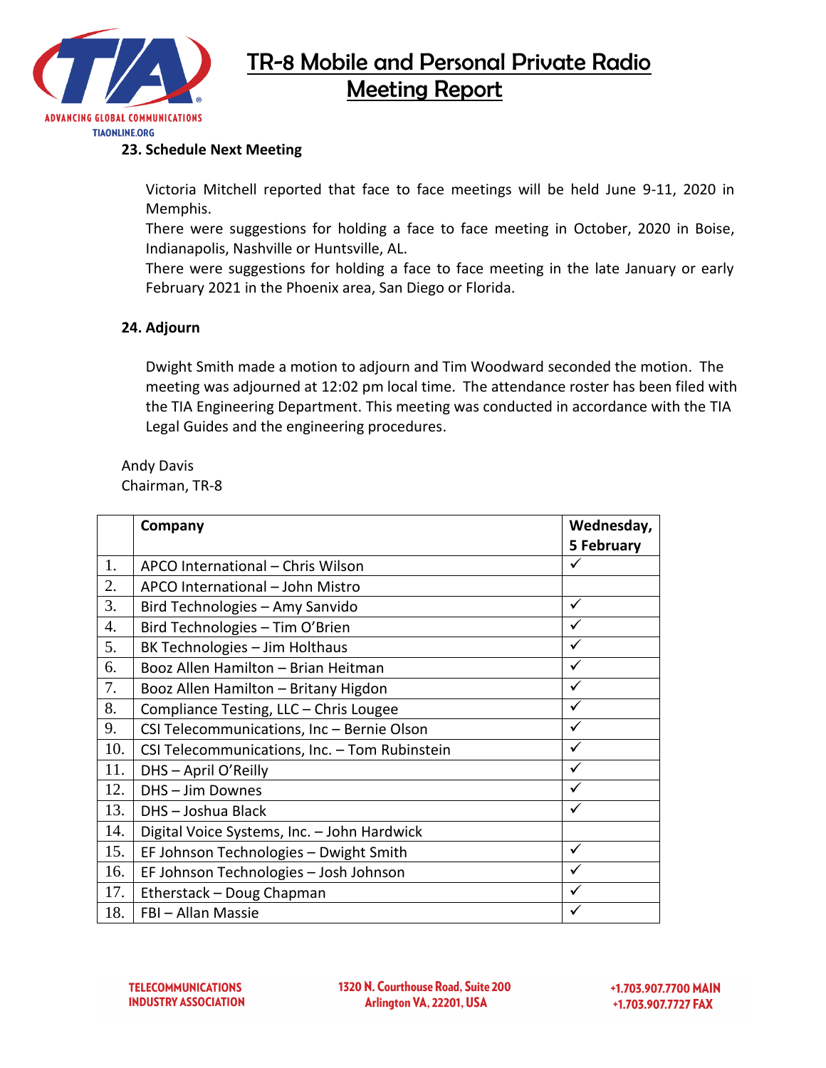### 23. Schedule Next Meeting

Victoria Mitchell reported that face to face meetings will be held June 9-11, 2020 in Memphis.
There were suggestions for holding a face to face meeting in October, 2020 in Boise, Indianapolis, Nashville or Huntsville, AL.
There were suggestions for holding a face to face meeting in the late January or early February 2021 in the Phoenix area, San Diego or Florida.

### 24. Adjourn

Dwight Smith made a motion to adjourn and Tim Woodward seconded the motion. The meeting was adjourned at 12:02 pm local time. The attendance roster has been filed with the TIA Engineering Department. This meeting was conducted in accordance with the TIA Legal Guides and the engineering procedures.

Andy Davis
Chairman, TR-8

| | Company | Wednesday, 5 February |
|---|---|---|
| 1. | APCO International – Chris Wilson | ✓ |
| 2. | APCO International – John Mistro | |
| 3. | Bird Technologies – Amy Sanvido | ✓ |
| 4. | Bird Technologies – Tim O'Brien | ✓ |
| 5. | BK Technologies – Jim Holthaus | ✓ |
| 6. | Booz Allen Hamilton – Brian Heitman | ✓ |
| 7. | Booz Allen Hamilton – Britany Higdon | ✓ |
| 8. | Compliance Testing, LLC – Chris Lougee | ✓ |
| 9. | CSI Telecommunications, Inc – Bernie Olson | ✓ |
| 10. | CSI Telecommunications, Inc. – Tom Rubinstein | ✓ |
| 11. | DHS – April O'Reilly | ✓ |
| 12. | DHS – Jim Downes | ✓ |
| 13. | DHS – Joshua Black | ✓ |
| 14. | Digital Voice Systems, Inc. – John Hardwick | |
| 15. | EF Johnson Technologies – Dwight Smith | ✓ |
| 16. | EF Johnson Technologies – Josh Johnson | ✓ |
| 17. | Etherstack – Doug Chapman | ✓ |
| 18. | FBI – Allan Massie | ✓ |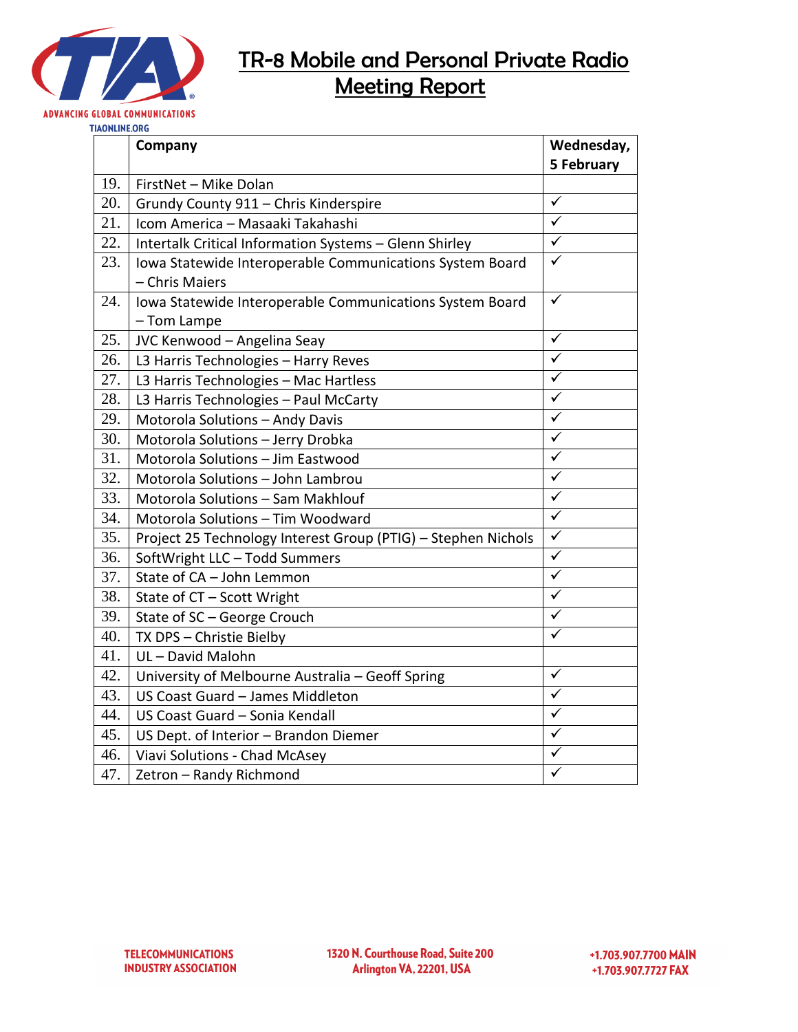# TR-8 Mobile and Personal Private Radio Meeting Report

| | Company | Wednesday, 5 February |
|---|---|---|
| 19. | FirstNet – Mike Dolan | |
| 20. | Grundy County 911 – Chris Kinderspire | ✓ |
| 21. | Icom America – Masaaki Takahashi | ✓ |
| 22. | Intertalk Critical Information Systems – Glenn Shirley | ✓ |
| 23. | Iowa Statewide Interoperable Communications System Board – Chris Maiers | ✓ |
| 24. | Iowa Statewide Interoperable Communications System Board – Tom Lampe | ✓ |
| 25. | JVC Kenwood – Angelina Seay | ✓ |
| 26. | L3 Harris Technologies – Harry Reves | ✓ |
| 27. | L3 Harris Technologies – Mac Hartless | ✓ |
| 28. | L3 Harris Technologies – Paul McCarty | ✓ |
| 29. | Motorola Solutions – Andy Davis | ✓ |
| 30. | Motorola Solutions – Jerry Drobka | ✓ |
| 31. | Motorola Solutions – Jim Eastwood | ✓ |
| 32. | Motorola Solutions – John Lambrou | ✓ |
| 33. | Motorola Solutions – Sam Makhlouf | ✓ |
| 34. | Motorola Solutions – Tim Woodward | ✓ |
| 35. | Project 25 Technology Interest Group (PTIG) – Stephen Nichols | ✓ |
| 36. | SoftWright LLC – Todd Summers | ✓ |
| 37. | State of CA – John Lemmon | ✓ |
| 38. | State of CT – Scott Wright | ✓ |
| 39. | State of SC – George Crouch | ✓ |
| 40. | TX DPS – Christie Bielby | ✓ |
| 41. | UL – David Malohn | |
| 42. | University of Melbourne Australia – Geoff Spring | ✓ |
| 43. | US Coast Guard – James Middleton | ✓ |
| 44. | US Coast Guard – Sonia Kendall | ✓ |
| 45. | US Dept. of Interior – Brandon Diemer | ✓ |
| 46. | Viavi Solutions - Chad McAsey | ✓ |
| 47. | Zetron – Randy Richmond | ✓ |